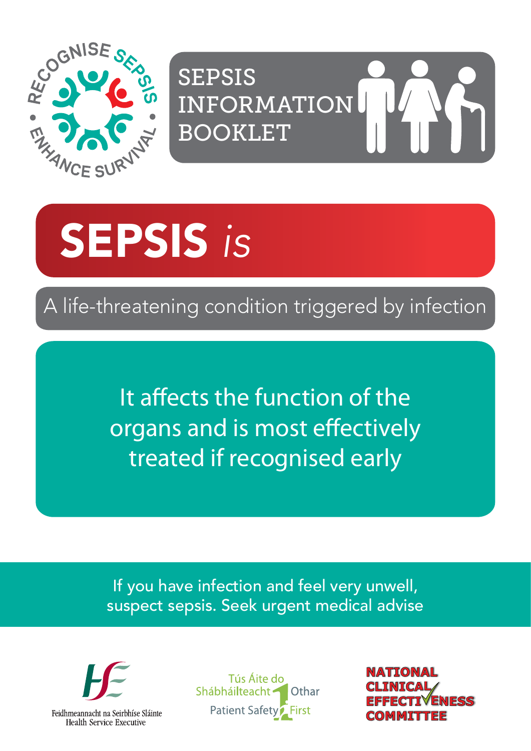RECOGNISE SEPSIS • ENHANCE SURVIVAL •

# SEPSIS INFORMATION BOOKLET

# SEPSIS *is*

A life-threatening condition triggered by infection

It affects the function of the organs and is most effectively treated if recognised early

If you have infection and feel very unwell, suspect sepsis. Seek urgent medical advise

Feidhmeannacht na Seirbhíse Sláinte
Health Service Executive

Tús Áite do Shábháilteacht Othar
Patient Safety First

NATIONAL CLINICAL EFFECTIVENESS COMMITTEE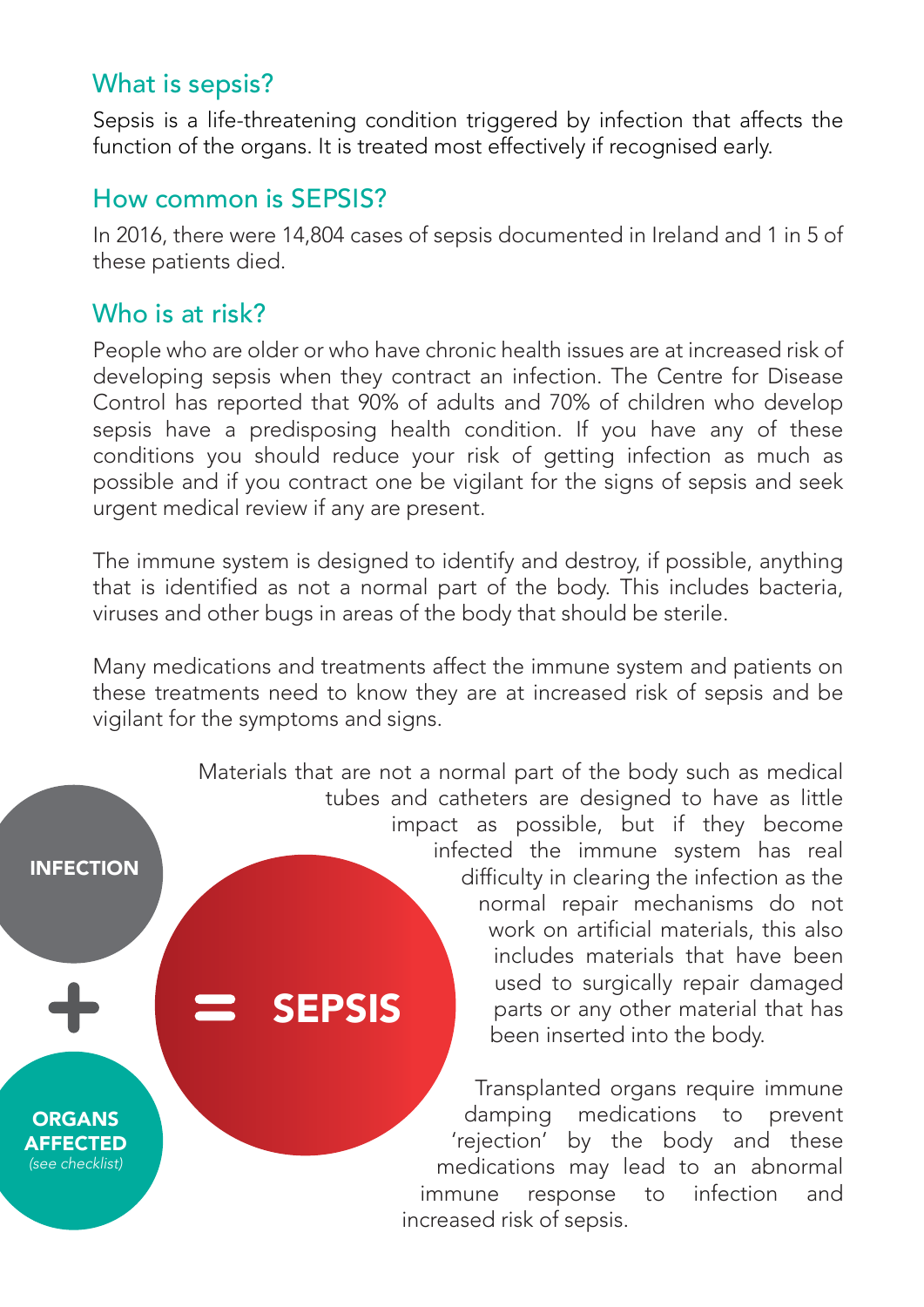## What is sepsis?

Sepsis is a life-threatening condition triggered by infection that affects the function of the organs. It is treated most effectively if recognised early.

## How common is SEPSIS?

In 2016, there were 14,804 cases of sepsis documented in Ireland and 1 in 5 of these patients died.

## Who is at risk?

People who are older or who have chronic health issues are at increased risk of developing sepsis when they contract an infection. The Centre for Disease Control has reported that 90% of adults and 70% of children who develop sepsis have a predisposing health condition. If you have any of these conditions you should reduce your risk of getting infection as much as possible and if you contract one be vigilant for the signs of sepsis and seek urgent medical review if any are present.

The immune system is designed to identify and destroy, if possible, anything that is identified as not a normal part of the body. This includes bacteria, viruses and other bugs in areas of the body that should be sterile.

Many medications and treatments affect the immune system and patients on these treatments need to know they are at increased risk of sepsis and be vigilant for the symptoms and signs.

**INFECTION**

**+**

**ORGANS AFFECTED** *(see checklist)*

**= SEPSIS**

Materials that are not a normal part of the body such as medical tubes and catheters are designed to have as little impact as possible, but if they become infected the immune system has real difficulty in clearing the infection as the normal repair mechanisms do not work on artificial materials, this also includes materials that have been used to surgically repair damaged parts or any other material that has been inserted into the body.

Transplanted organs require immune damping medications to prevent 'rejection' by the body and these medications may lead to an abnormal immune response to infection and increased risk of sepsis.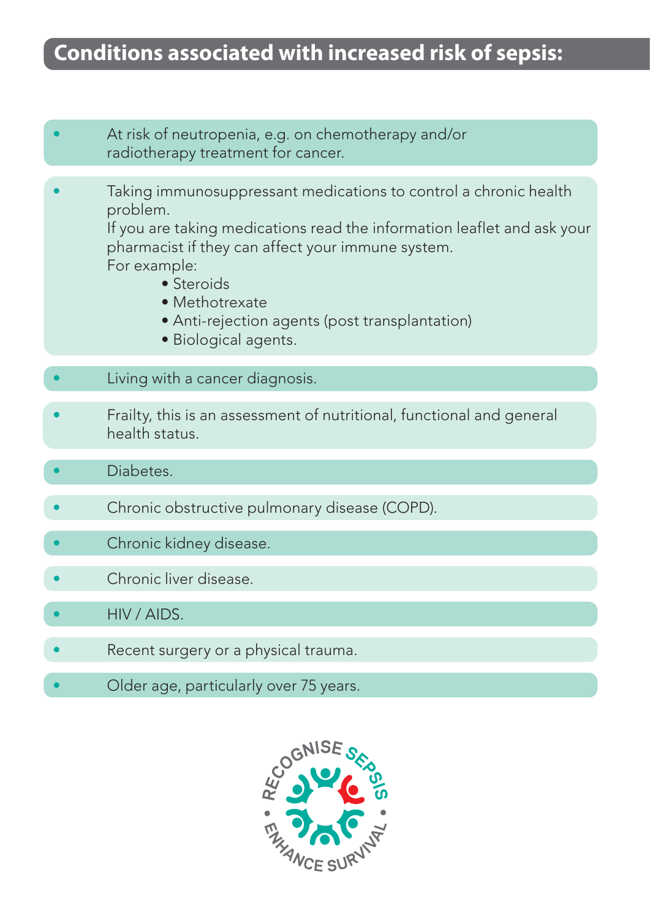## Conditions associated with increased risk of sepsis:

- At risk of neutropenia, e.g. on chemotherapy and/or radiotherapy treatment for cancer.
- Taking immunosuppressant medications to control a chronic health problem.
  If you are taking medications read the information leaflet and ask your pharmacist if they can affect your immune system.
  For example:
    - Steroids
    - Methotrexate
    - Anti-rejection agents (post transplantation)
    - Biological agents.
- Living with a cancer diagnosis.
- Frailty, this is an assessment of nutritional, functional and general health status.
- Diabetes.
- Chronic obstructive pulmonary disease (COPD).
- Chronic kidney disease.
- Chronic liver disease.
- HIV / AIDS.
- Recent surgery or a physical trauma.
- Older age, particularly over 75 years.

RECOGNISE SEPSIS • ENHANCE SURVIVAL •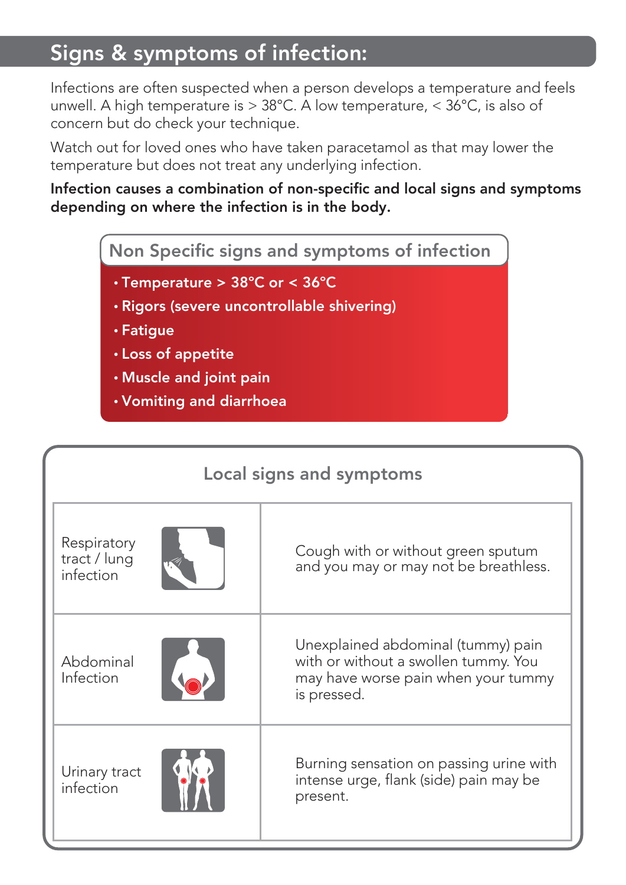## Signs & symptoms of infection:

Infections are often suspected when a person develops a temperature and feels unwell. A high temperature is > 38°C. A low temperature, < 36°C, is also of concern but do check your technique.

Watch out for loved ones who have taken paracetamol as that may lower the temperature but does not treat any underlying infection.

**Infection causes a combination of non-specific and local signs and symptoms depending on where the infection is in the body.**

### Non Specific signs and symptoms of infection

- **Temperature > 38°C or < 36°C**
- **Rigors (severe uncontrollable shivering)**
- **Fatigue**
- **Loss of appetite**
- **Muscle and joint pain**
- **Vomiting and diarrhoea**

### Local signs and symptoms

| Infection | Signs and symptoms |
| --- | --- |
| Respiratory tract / lung infection | Cough with or without green sputum and you may or may not be breathless. |
| Abdominal Infection | Unexplained abdominal (tummy) pain with or without a swollen tummy. You may have worse pain when your tummy is pressed. |
| Urinary tract infection | Burning sensation on passing urine with intense urge, flank (side) pain may be present. |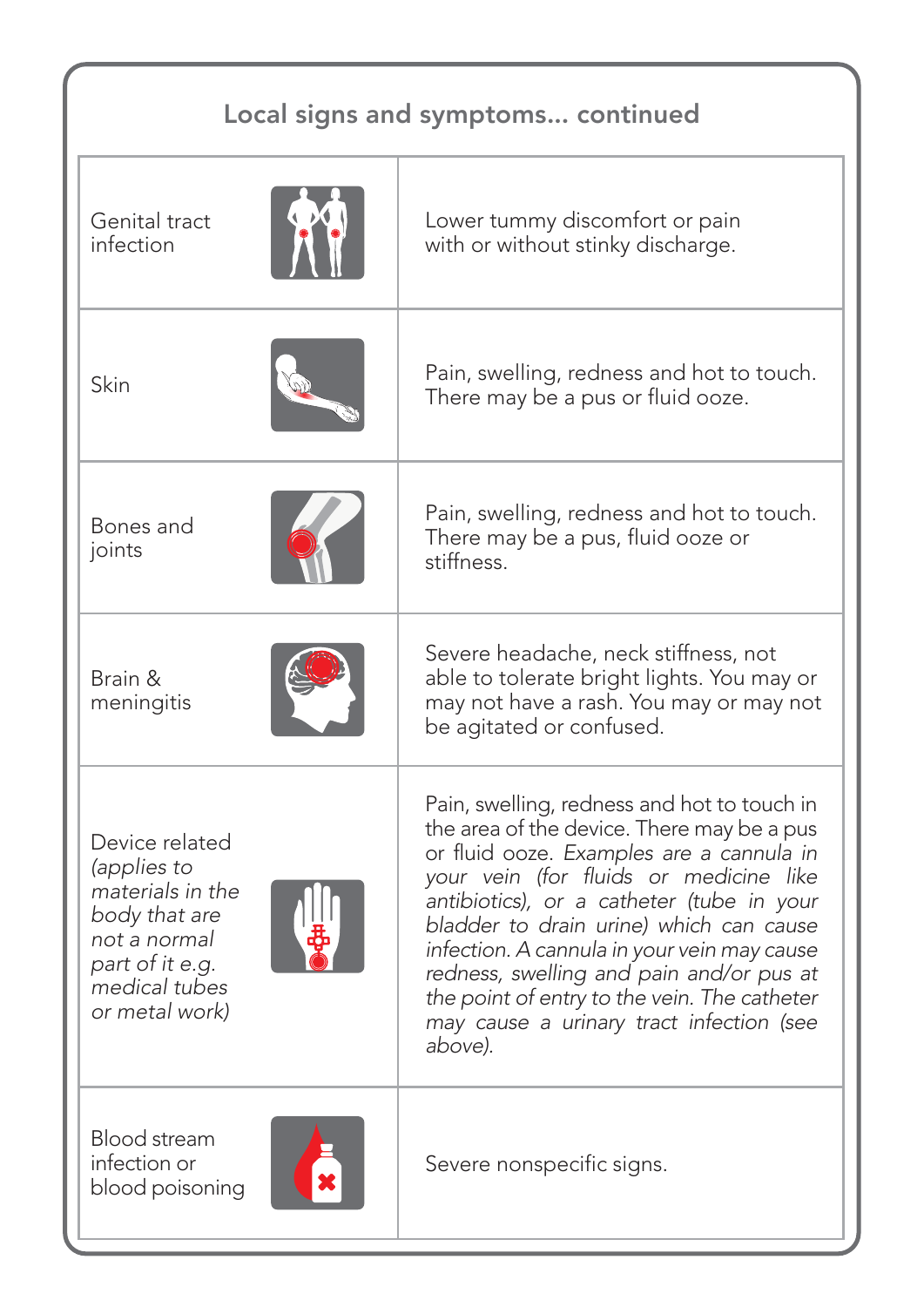## Local signs and symptoms... continued

| | |
|---|---|
| Genital tract infection | Lower tummy discomfort or pain with or without stinky discharge. |
| Skin | Pain, swelling, redness and hot to touch. There may be a pus or fluid ooze. |
| Bones and joints | Pain, swelling, redness and hot to touch. There may be a pus, fluid ooze or stiffness. |
| Brain & meningitis | Severe headache, neck stiffness, not able to tolerate bright lights. You may or may not have a rash. You may or may not be agitated or confused. |
| Device related *(applies to materials in the body that are not a normal part of it e.g. medical tubes or metal work)* | Pain, swelling, redness and hot to touch in the area of the device. There may be a pus or fluid ooze. *Examples are a cannula in your vein (for fluids or medicine like antibiotics), or a catheter (tube in your bladder to drain urine) which can cause infection. A cannula in your vein may cause redness, swelling and pain and/or pus at the point of entry to the vein. The catheter may cause a urinary tract infection (see above).* |
| Blood stream infection or blood poisoning | Severe nonspecific signs. |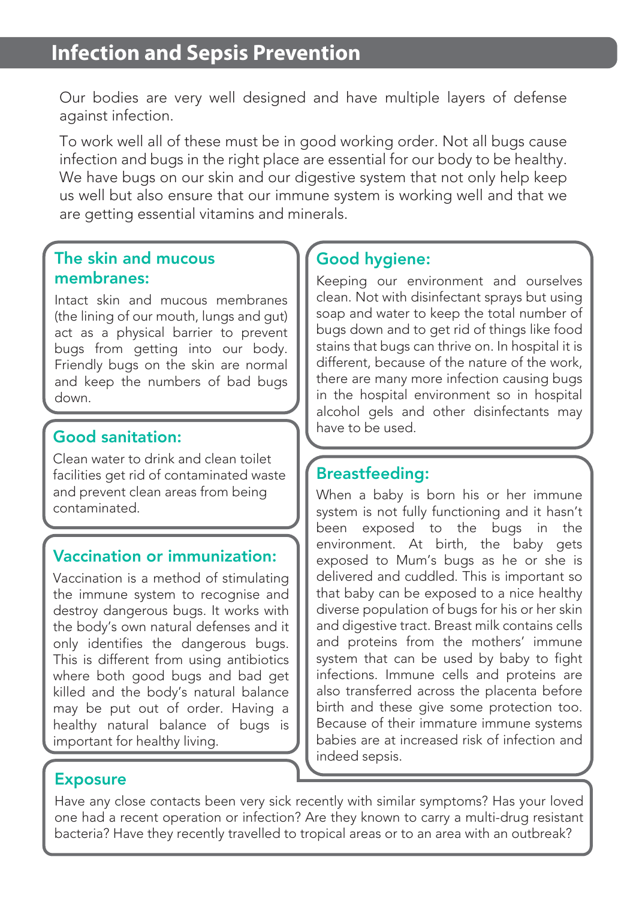# Infection and Sepsis Prevention

Our bodies are very well designed and have multiple layers of defense against infection.

To work well all of these must be in good working order. Not all bugs cause infection and bugs in the right place are essential for our body to be healthy. We have bugs on our skin and our digestive system that not only help keep us well but also ensure that our immune system is working well and that we are getting essential vitamins and minerals.

## The skin and mucous membranes:

Intact skin and mucous membranes (the lining of our mouth, lungs and gut) act as a physical barrier to prevent bugs from getting into our body. Friendly bugs on the skin are normal and keep the numbers of bad bugs down.

## Good sanitation:

Clean water to drink and clean toilet facilities get rid of contaminated waste and prevent clean areas from being contaminated.

## Vaccination or immunization:

Vaccination is a method of stimulating the immune system to recognise and destroy dangerous bugs. It works with the body's own natural defenses and it only identifies the dangerous bugs. This is different from using antibiotics where both good bugs and bad get killed and the body's natural balance may be put out of order. Having a healthy natural balance of bugs is important for healthy living.

## Good hygiene:

Keeping our environment and ourselves clean. Not with disinfectant sprays but using soap and water to keep the total number of bugs down and to get rid of things like food stains that bugs can thrive on. In hospital it is different, because of the nature of the work, there are many more infection causing bugs in the hospital environment so in hospital alcohol gels and other disinfectants may have to be used.

## Breastfeeding:

When a baby is born his or her immune system is not fully functioning and it hasn't been exposed to the bugs in the environment. At birth, the baby gets exposed to Mum's bugs as he or she is delivered and cuddled. This is important so that baby can be exposed to a nice healthy diverse population of bugs for his or her skin and digestive tract. Breast milk contains cells and proteins from the mothers' immune system that can be used by baby to fight infections. Immune cells and proteins are also transferred across the placenta before birth and these give some protection too. Because of their immature immune systems babies are at increased risk of infection and indeed sepsis.

## Exposure

Have any close contacts been very sick recently with similar symptoms? Has your loved one had a recent operation or infection? Are they known to carry a multi-drug resistant bacteria? Have they recently travelled to tropical areas or to an area with an outbreak?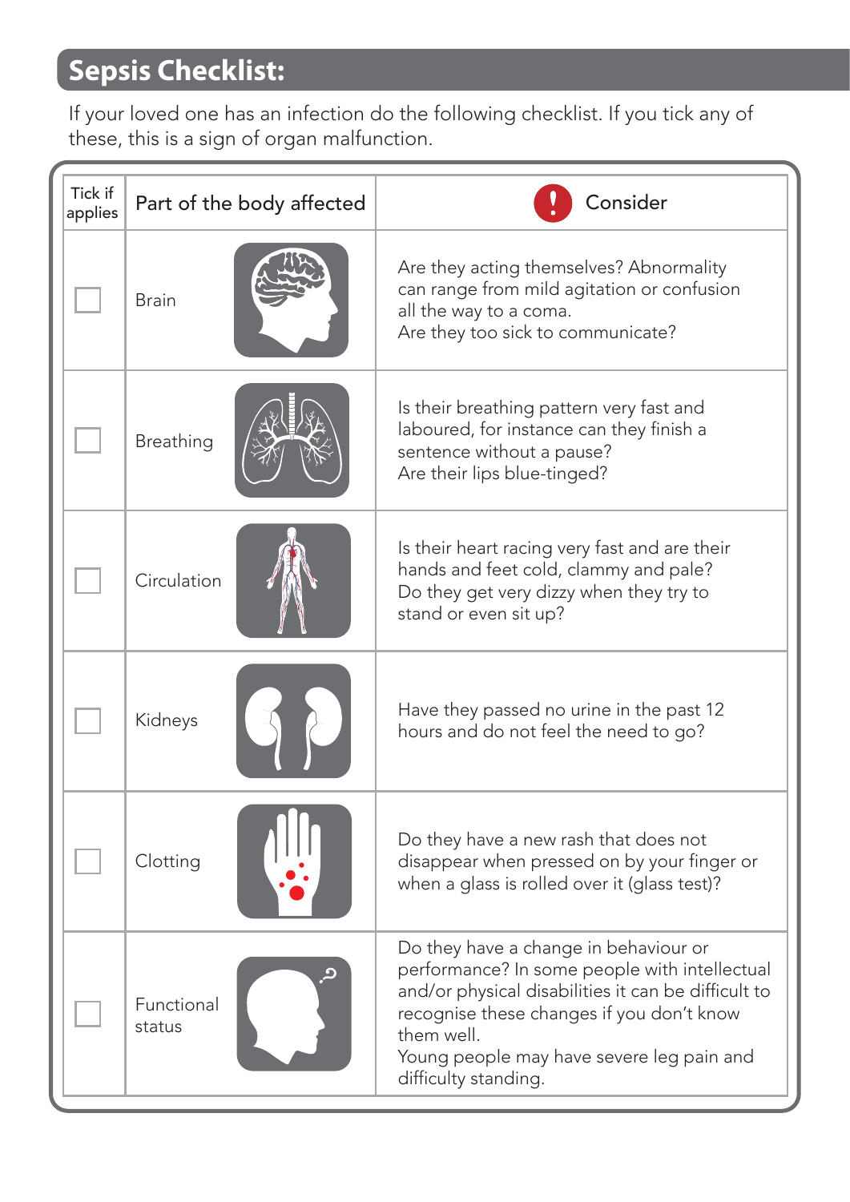## Sepsis Checklist:

If your loved one has an infection do the following checklist. If you tick any of these, this is a sign of organ malfunction.

| Tick if applies | Part of the body affected | Consider |
|---|---|---|
| ☐ | Brain | Are they acting themselves? Abnormality can range from mild agitation or confusion all the way to a coma.<br>Are they too sick to communicate? |
| ☐ | Breathing | Is their breathing pattern very fast and laboured, for instance can they finish a sentence without a pause?<br>Are their lips blue-tinged? |
| ☐ | Circulation | Is their heart racing very fast and are their hands and feet cold, clammy and pale?<br>Do they get very dizzy when they try to stand or even sit up? |
| ☐ | Kidneys | Have they passed no urine in the past 12 hours and do not feel the need to go? |
| ☐ | Clotting | Do they have a new rash that does not disappear when pressed on by your finger or when a glass is rolled over it (glass test)? |
| ☐ | Functional status | Do they have a change in behaviour or performance? In some people with intellectual and/or physical disabilities it can be difficult to recognise these changes if you don't know them well.<br>Young people may have severe leg pain and difficulty standing. |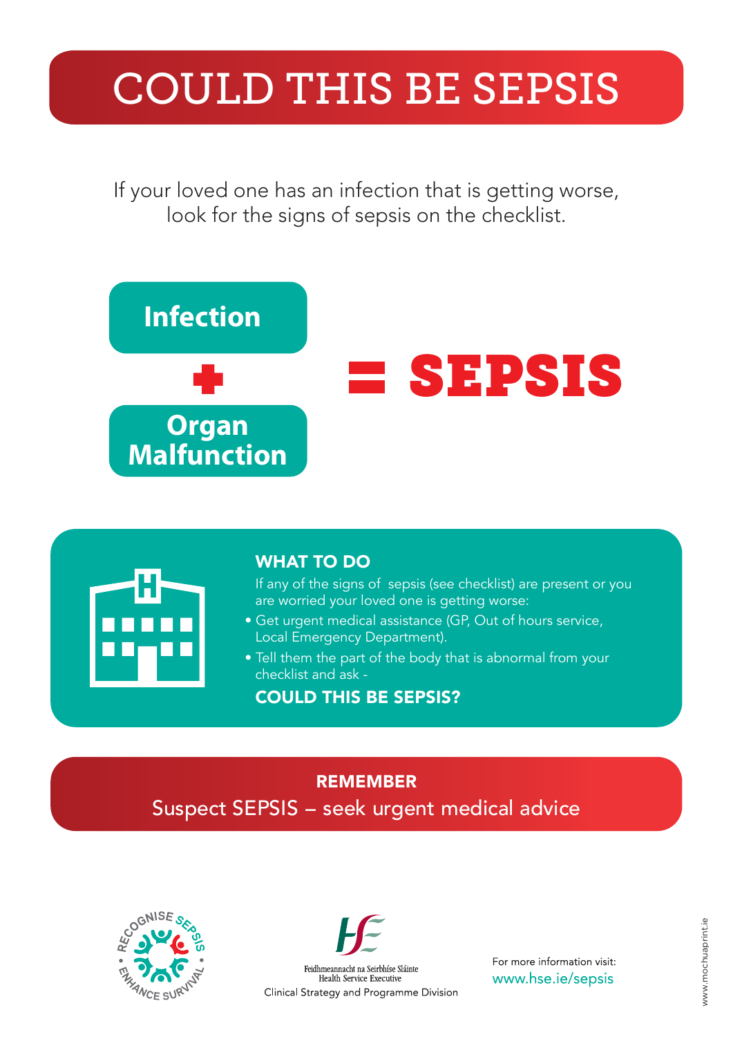# COULD THIS BE SEPSIS

If your loved one has an infection that is getting worse, look for the signs of sepsis on the checklist.

**Infection**

**+**

**Organ Malfunction**

**= SEPSIS**

## WHAT TO DO

If any of the signs of sepsis (see checklist) are present or you are worried your loved one is getting worse:

- Get urgent medical assistance (GP, Out of hours service, Local Emergency Department).
- Tell them the part of the body that is abnormal from your checklist and ask -

**COULD THIS BE SEPSIS?**

**REMEMBER**

Suspect SEPSIS – seek urgent medical advice

RECOGNISE SEPSIS • ENHANCE SURVIVAL •

Feidhmeannacht na Seirbhíse Sláinte
Health Service Executive
Clinical Strategy and Programme Division

For more information visit:
www.hse.ie/sepsis

www.mochuaprint.ie